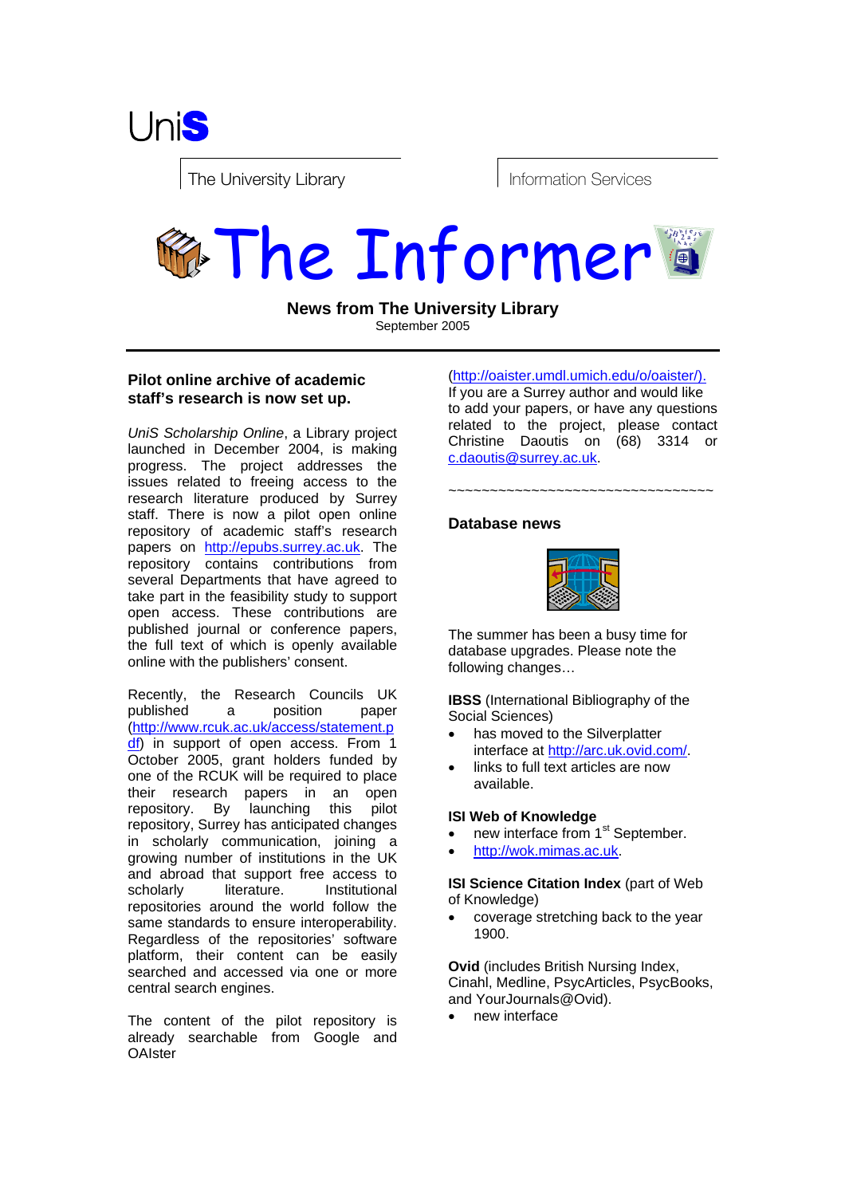UniS

The University Library | Information Services

# The Informer

**News from The University Library**
September 2005

## Pilot online archive of academic staff's research is now set up.

*UniS Scholarship Online*, a Library project launched in December 2004, is making progress. The project addresses the issues related to freeing access to the research literature produced by Surrey staff. There is now a pilot open online repository of academic staff's research papers on http://epubs.surrey.ac.uk. The repository contains contributions from several Departments that have agreed to take part in the feasibility study to support open access. These contributions are published journal or conference papers, the full text of which is openly available online with the publishers' consent.

Recently, the Research Councils UK published a position paper (http://www.rcuk.ac.uk/access/statement.pdf) in support of open access. From 1 October 2005, grant holders funded by one of the RCUK will be required to place their research papers in an open repository. By launching this pilot repository, Surrey has anticipated changes in scholarly communication, joining a growing number of institutions in the UK and abroad that support free access to scholarly literature. Institutional repositories around the world follow the same standards to ensure interoperability. Regardless of the repositories' software platform, their content can be easily searched and accessed via one or more central search engines.

The content of the pilot repository is already searchable from Google and OAIster (http://oaister.umdl.umich.edu/o/oaister/). If you are a Surrey author and would like to add your papers, or have any questions related to the project, please contact Christine Daoutis on (68) 3314 or c.daoutis@surrey.ac.uk.

~~~~~~~~~~~~~~~~~~~~~~~~~~~~~~~~~~

## Database news

The summer has been a busy time for database upgrades. Please note the following changes…

**IBSS** (International Bibliography of the Social Sciences)

- has moved to the Silverplatter interface at http://arc.uk.ovid.com/.
- links to full text articles are now available.

**ISI Web of Knowledge**

- new interface from 1st September.
- http://wok.mimas.ac.uk.

**ISI Science Citation Index** (part of Web of Knowledge)

- coverage stretching back to the year 1900.

**Ovid** (includes British Nursing Index, Cinahl, Medline, PsycArticles, PsycBooks, and YourJournals@Ovid).

- new interface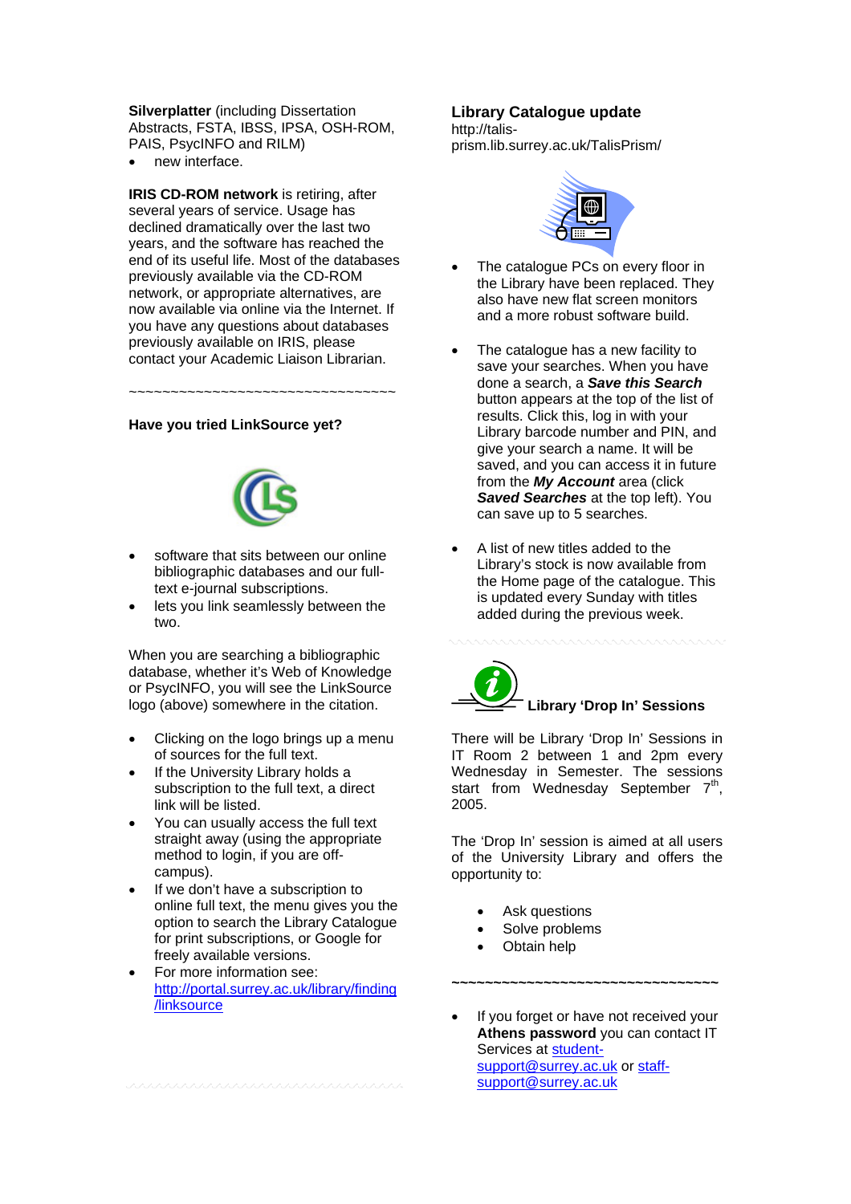**Silverplatter** (including Dissertation Abstracts, FSTA, IBSS, IPSA, OSH-ROM, PAIS, PsycINFO and RILM)

- new interface.

**IRIS CD-ROM network** is retiring, after several years of service. Usage has declined dramatically over the last two years, and the software has reached the end of its useful life. Most of the databases previously available via the CD-ROM network, or appropriate alternatives, are now available via online via the Internet. If you have any questions about databases previously available on IRIS, please contact your Academic Liaison Librarian.

~~~~~~~~~~~~~~~~~~~~~~~~~~~~~~~~~~~~

**Have you tried LinkSource yet?**

- software that sits between our online bibliographic databases and our full-text e-journal subscriptions.
- lets you link seamlessly between the two.

When you are searching a bibliographic database, whether it's Web of Knowledge or PsycINFO, you will see the LinkSource logo (above) somewhere in the citation.

- Clicking on the logo brings up a menu of sources for the full text.
- If the University Library holds a subscription to the full text, a direct link will be listed.
- You can usually access the full text straight away (using the appropriate method to login, if you are off-campus).
- If we don't have a subscription to online full text, the menu gives you the option to search the Library Catalogue for print subscriptions, or Google for freely available versions.
- For more information see: http://portal.surrey.ac.uk/library/finding/linksource

**Library Catalogue update**

http://talis-prism.lib.surrey.ac.uk/TalisPrism/

- The catalogue PCs on every floor in the Library have been replaced. They also have new flat screen monitors and a more robust software build.
- The catalogue has a new facility to save your searches. When you have done a search, a ***Save this Search*** button appears at the top of the list of results. Click this, log in with your Library barcode number and PIN, and give your search a name. It will be saved, and you can access it in future from the ***My Account*** area (click ***Saved Searches*** at the top left). You can save up to 5 searches.
- A list of new titles added to the Library's stock is now available from the Home page of the catalogue. This is updated every Sunday with titles added during the previous week.

**Library 'Drop In' Sessions**

There will be Library 'Drop In' Sessions in IT Room 2 between 1 and 2pm every Wednesday in Semester. The sessions start from Wednesday September 7th, 2005.

The 'Drop In' session is aimed at all users of the University Library and offers the opportunity to:

- Ask questions
- Solve problems
- Obtain help

~~~~~~~~~~~~~~~~~~~~~~~~~~~~~~~~~~~~

- If you forget or have not received your **Athens password** you can contact IT Services at student-support@surrey.ac.uk or staff-support@surrey.ac.uk